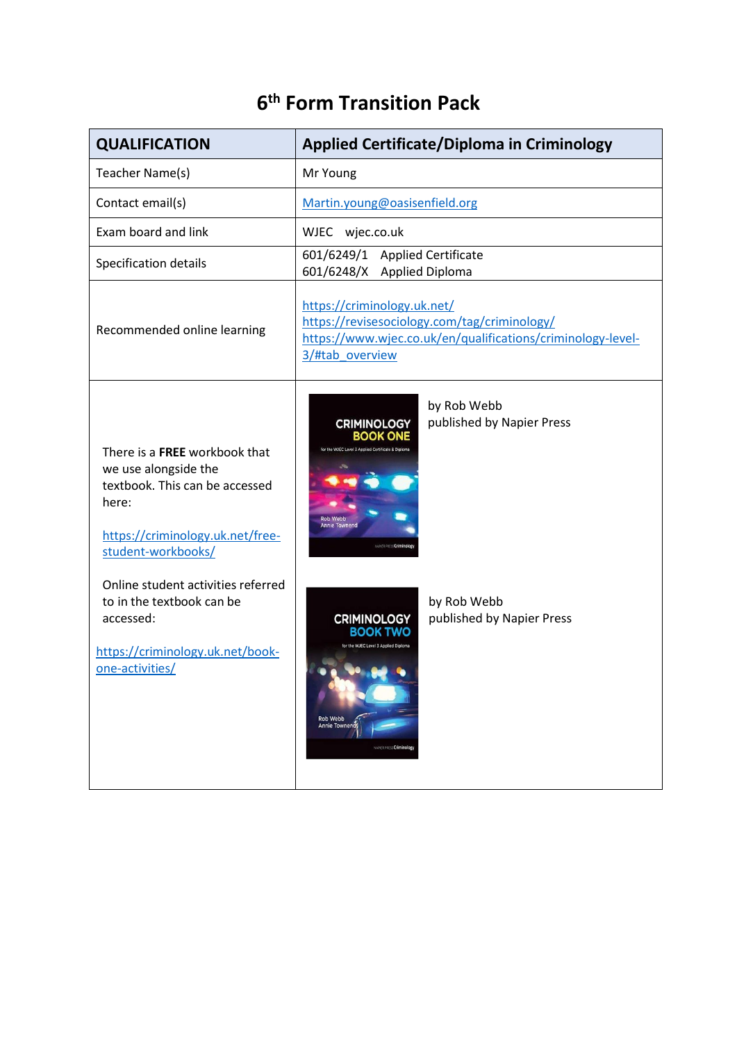# 6th Form Transition Pack

| QUALIFICATION | Applied Certificate/Diploma in Criminology |
|---|---|
| Teacher Name(s) | Mr Young |
| Contact email(s) | Martin.young@oasisenfield.org |
| Exam board and link | WJEC wjec.co.uk |
| Specification details | 601/6249/1 Applied Certificate<br>601/6248/X Applied Diploma |
| Recommended online learning | https://criminology.uk.net/<br>https://revisesociology.com/tag/criminology/<br>https://www.wjec.co.uk/en/qualifications/criminology-level-3/#tab_overview |
| There is a **FREE** workbook that we use alongside the textbook. This can be accessed here:<br><br>https://criminology.uk.net/free-student-workbooks/<br><br>Online student activities referred to in the textbook can be accessed:<br><br>https://criminology.uk.net/book-one-activities/ | CRIMINOLOGY BOOK ONE – for the WJEC Level 3 Applied Certificate & Diploma – Rob Webb, Annie Townend<br>by Rob Webb<br>published by Napier Press<br><br>CRIMINOLOGY BOOK TWO – for the WJEC Level 3 Applied Diploma – Rob Webb, Annie Townend<br>by Rob Webb<br>published by Napier Press |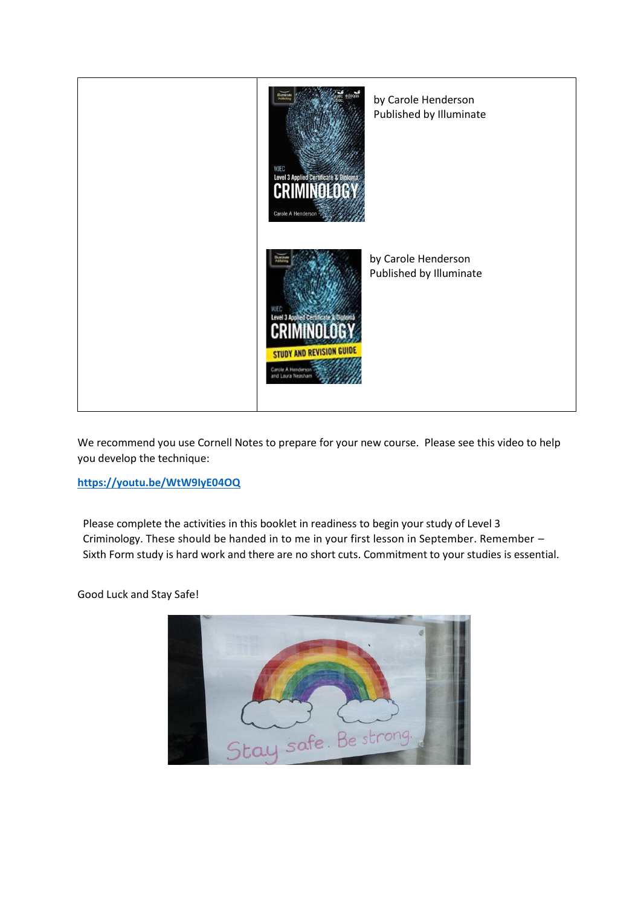| | by Carole Henderson<br>Published by Illuminate<br><br>by Carole Henderson<br>Published by Illuminate |
|---|---|

We recommend you use Cornell Notes to prepare for your new course.  Please see this video to help you develop the technique:

**https://youtu.be/WtW9IyE04OQ**

Please complete the activities in this booklet in readiness to begin your study of Level 3 Criminology. These should be handed in to me in your first lesson in September. Remember – Sixth Form study is hard work and there are no short cuts. Commitment to your studies is essential.

Good Luck and Stay Safe!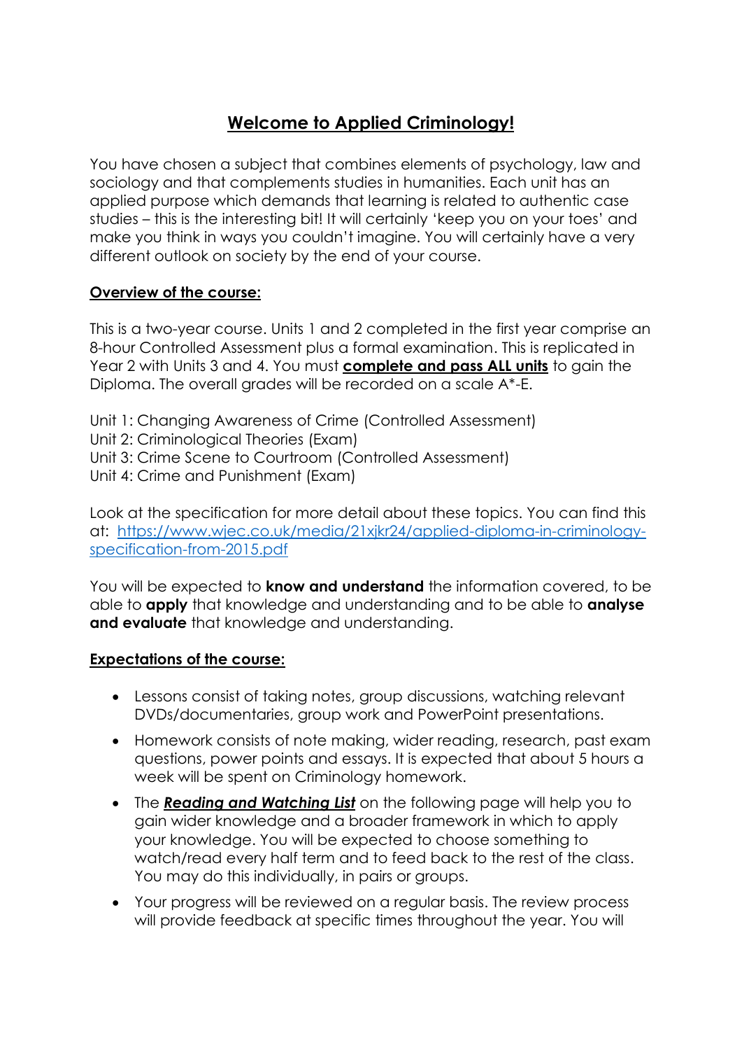# Welcome to Applied Criminology!

You have chosen a subject that combines elements of psychology, law and sociology and that complements studies in humanities. Each unit has an applied purpose which demands that learning is related to authentic case studies – this is the interesting bit! It will certainly 'keep you on your toes' and make you think in ways you couldn't imagine. You will certainly have a very different outlook on society by the end of your course.

## Overview of the course:

This is a two-year course. Units 1 and 2 completed in the first year comprise an 8-hour Controlled Assessment plus a formal examination. This is replicated in Year 2 with Units 3 and 4. You must **complete and pass ALL units** to gain the Diploma. The overall grades will be recorded on a scale A*-E.

Unit 1: Changing Awareness of Crime (Controlled Assessment)
Unit 2: Criminological Theories (Exam)
Unit 3: Crime Scene to Courtroom (Controlled Assessment)
Unit 4: Crime and Punishment (Exam)

Look at the specification for more detail about these topics. You can find this at: [https://www.wjec.co.uk/media/21xjkr24/applied-diploma-in-criminology-specification-from-2015.pdf](https://www.wjec.co.uk/media/21xjkr24/applied-diploma-in-criminology-specification-from-2015.pdf)

You will be expected to **know and understand** the information covered, to be able to **apply** that knowledge and understanding and to be able to **analyse and evaluate** that knowledge and understanding.

## Expectations of the course:

- Lessons consist of taking notes, group discussions, watching relevant DVDs/documentaries, group work and PowerPoint presentations.
- Homework consists of note making, wider reading, research, past exam questions, power points and essays. It is expected that about 5 hours a week will be spent on Criminology homework.
- The ***Reading and Watching List*** on the following page will help you to gain wider knowledge and a broader framework in which to apply your knowledge. You will be expected to choose something to watch/read every half term and to feed back to the rest of the class. You may do this individually, in pairs or groups.
- Your progress will be reviewed on a regular basis. The review process will provide feedback at specific times throughout the year. You will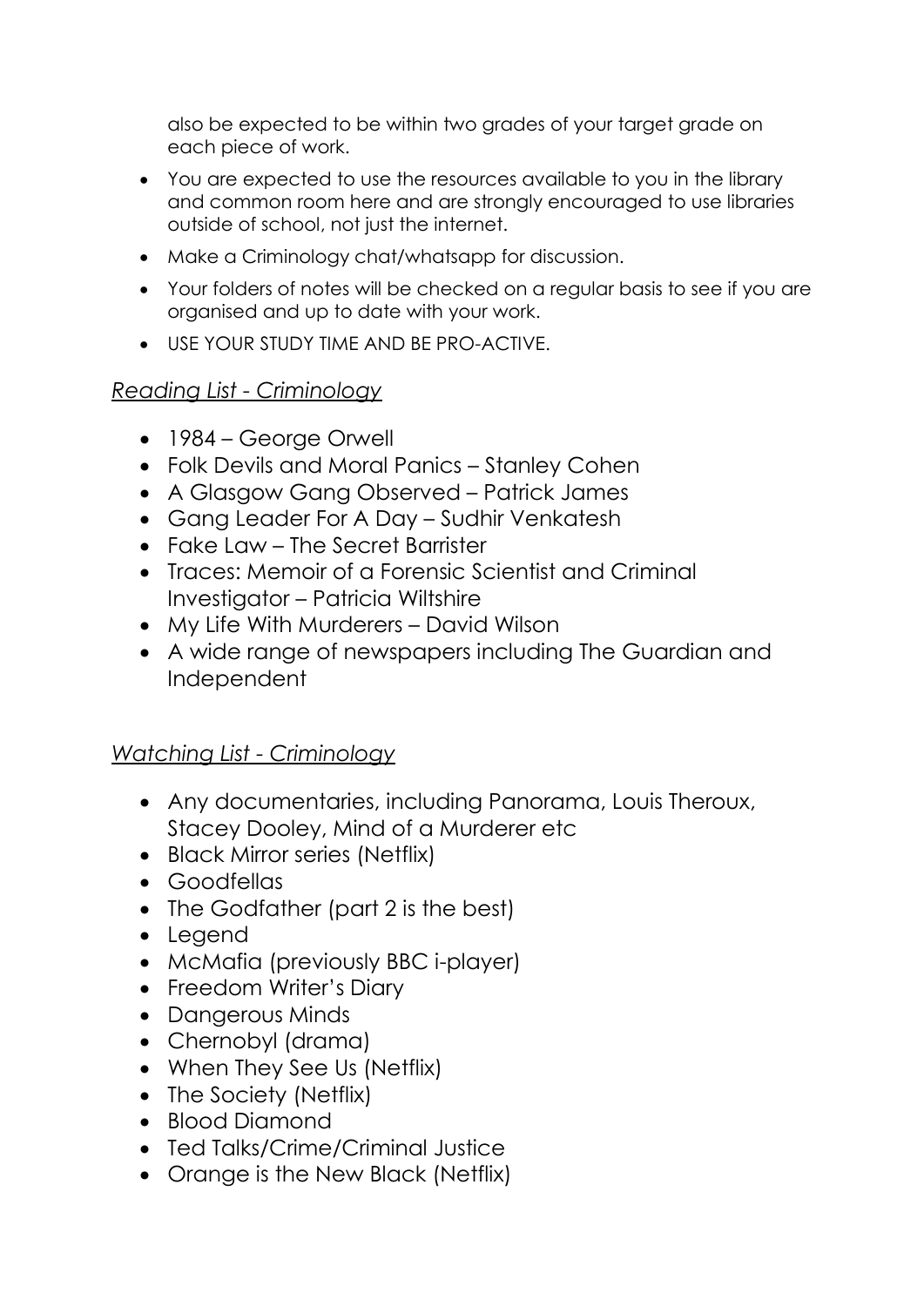also be expected to be within two grades of your target grade on each piece of work.

- You are expected to use the resources available to you in the library and common room here and are strongly encouraged to use libraries outside of school, not just the internet.
- Make a Criminology chat/whatsapp for discussion.
- Your folders of notes will be checked on a regular basis to see if you are organised and up to date with your work.
- USE YOUR STUDY TIME AND BE PRO-ACTIVE.

*Reading List - Criminology*

- 1984 – George Orwell
- Folk Devils and Moral Panics – Stanley Cohen
- A Glasgow Gang Observed – Patrick James
- Gang Leader For A Day – Sudhir Venkatesh
- Fake Law – The Secret Barrister
- Traces: Memoir of a Forensic Scientist and Criminal Investigator – Patricia Wiltshire
- My Life With Murderers – David Wilson
- A wide range of newspapers including The Guardian and Independent

*Watching List - Criminology*

- Any documentaries, including Panorama, Louis Theroux, Stacey Dooley, Mind of a Murderer etc
- Black Mirror series (Netflix)
- Goodfellas
- The Godfather (part 2 is the best)
- Legend
- McMafia (previously BBC i-player)
- Freedom Writer's Diary
- Dangerous Minds
- Chernobyl (drama)
- When They See Us (Netflix)
- The Society (Netflix)
- Blood Diamond
- Ted Talks/Crime/Criminal Justice
- Orange is the New Black (Netflix)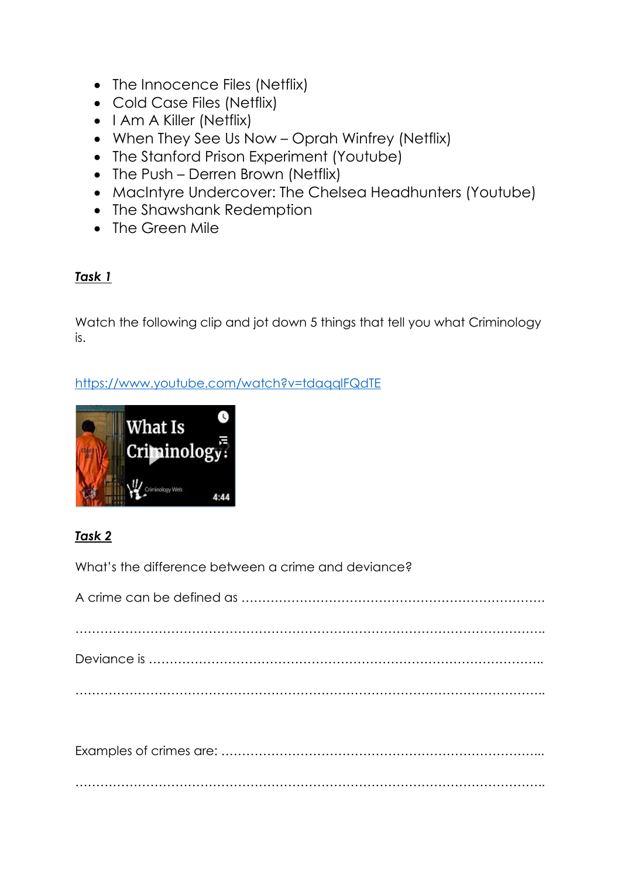- The Innocence Files (Netflix)
- Cold Case Files (Netflix)
- I Am A Killer (Netflix)
- When They See Us Now – Oprah Winfrey (Netflix)
- The Stanford Prison Experiment (Youtube)
- The Push – Derren Brown (Netflix)
- MacIntyre Undercover: The Chelsea Headhunters (Youtube)
- The Shawshank Redemption
- The Green Mile

***Task 1***

Watch the following clip and jot down 5 things that tell you what Criminology is.

https://www.youtube.com/watch?v=tdaqqlFQdTE

***Task 2***

What's the difference between a crime and deviance?

A crime can be defined as ………………………………………………………………

……………………………………………………………………………………………….

Deviance is ……………………………………………………………………………….

……………………………………………………………………………………………….

Examples of crimes are: …………………………………………………………………...

……………………………………………………………………………………………….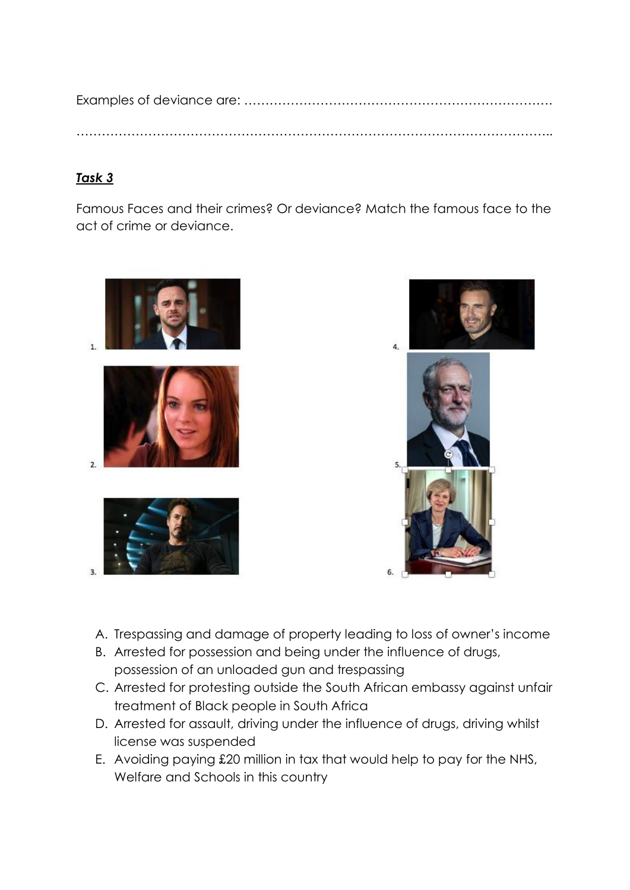Examples of deviance are: ………………………………………………………………

…………………………………………………………………………………………………..

***Task 3***

Famous Faces and their crimes? Or deviance? Match the famous face to the act of crime or deviance.

1.

2.

3.

4.

5.

6.

A. Trespassing and damage of property leading to loss of owner's income
B. Arrested for possession and being under the influence of drugs, possession of an unloaded gun and trespassing
C. Arrested for protesting outside the South African embassy against unfair treatment of Black people in South Africa
D. Arrested for assault, driving under the influence of drugs, driving whilst license was suspended
E. Avoiding paying £20 million in tax that would help to pay for the NHS, Welfare and Schools in this country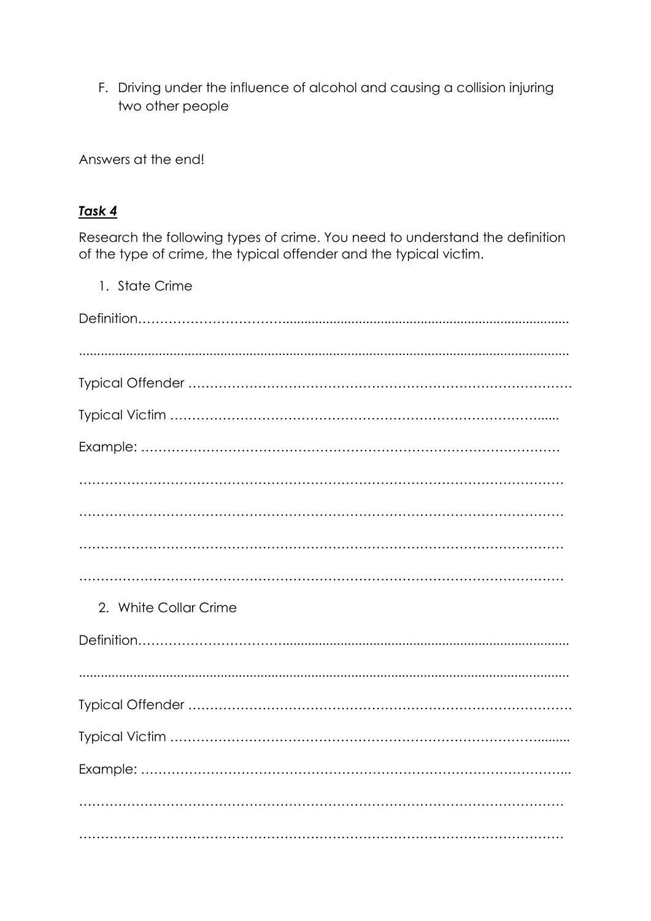F. Driving under the influence of alcohol and causing a collision injuring two other people

Answers at the end!

***Task 4***

Research the following types of crime. You need to understand the definition of the type of crime, the typical offender and the typical victim.

1. State Crime

Definition……………………………………………………………………………………………

……………………………………………………………………………………………………

Typical Offender ……………………………………………………………………………

Typical Victim ………………………………………………………………………………

Example: ……………………………………………………………………………………

……………………………………………………………………………………………………

……………………………………………………………………………………………………

……………………………………………………………………………………………………

……………………………………………………………………………………………………

2. White Collar Crime

Definition……………………………………………………………………………………………

……………………………………………………………………………………………………

Typical Offender ……………………………………………………………………………

Typical Victim ………………………………………………………………………………

Example: ……………………………………………………………………………………

……………………………………………………………………………………………………

……………………………………………………………………………………………………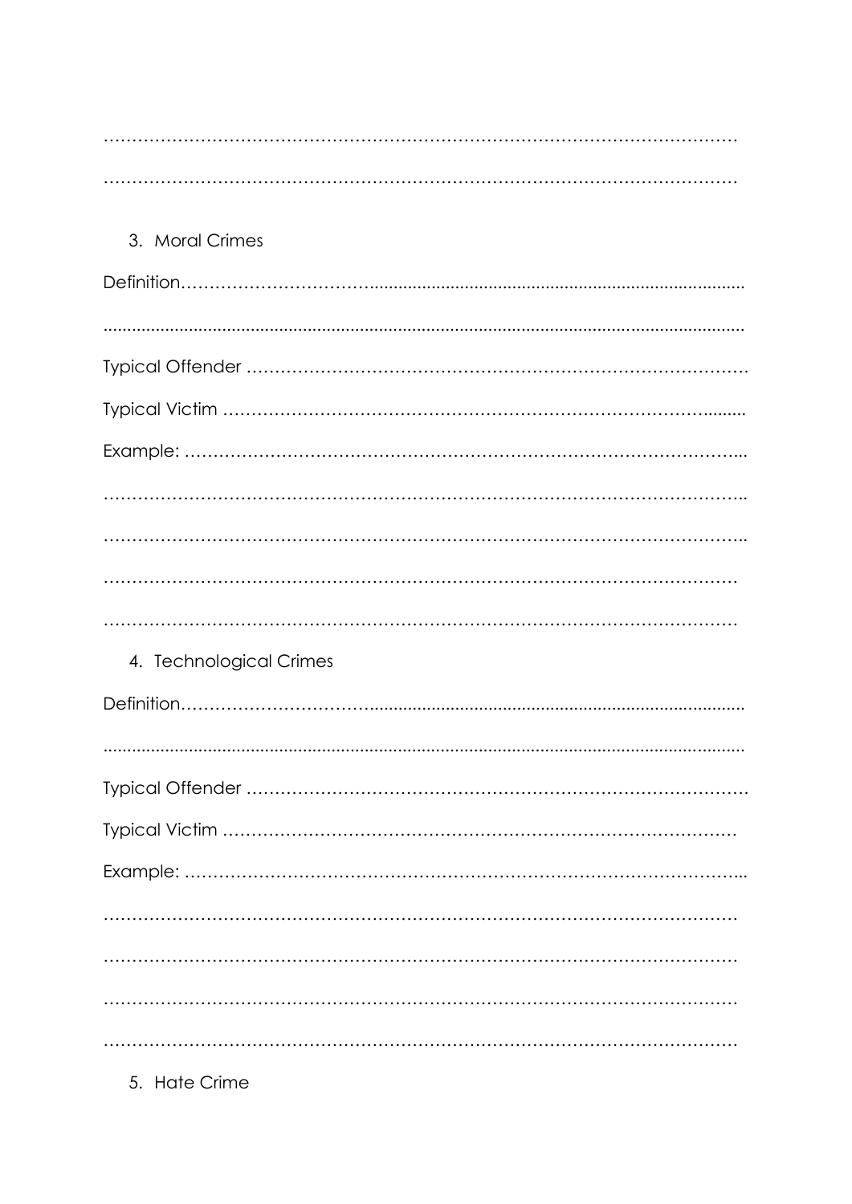………………………………………………………………………………………………

………………………………………………………………………………………………

3. Moral Crimes

Definition……………………………...................................................................................

..........................................................................................................................................

Typical Offender ……………………………………………………………………………

Typical Victim ……………………………………………………………………….........

Example: ……………………………………………………………………………………...

………………………………………………………………………………………………..

………………………………………………………………………………………………..

………………………………………………………………………………………………

………………………………………………………………………………………………

4. Technological Crimes

Definition……………………………...................................................................................

..........................................................................................................................................

Typical Offender ……………………………………………………………………………

Typical Victim ………………………………………………………………………………

Example: ……………………………………………………………………………………...

………………………………………………………………………………………………

………………………………………………………………………………………………

………………………………………………………………………………………………

………………………………………………………………………………………………

5. Hate Crime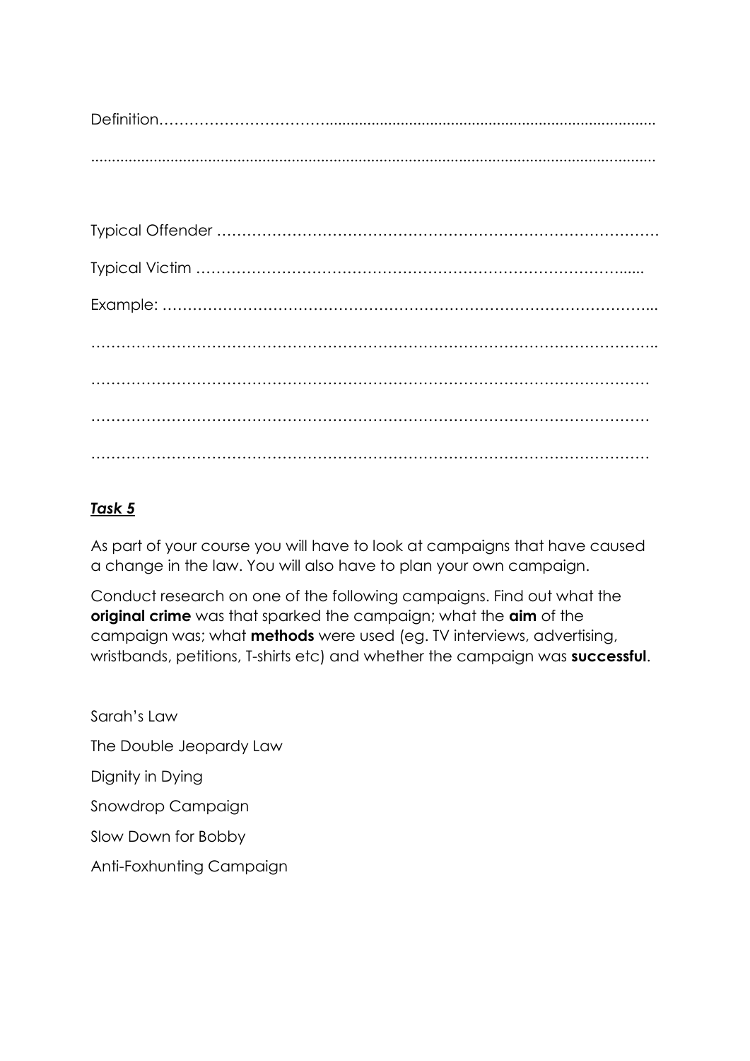Definition……………………………..............................................................................

...........................................................................................................................

Typical Offender ………………………………………………………………………….

Typical Victim ……………………………………………………………………......

Example: ………………………………………………………………………………...

………………………………………………………………………………………………..

………………………………………………………………………………………………

………………………………………………………………………………………………

………………………………………………………………………………………………

***Task 5***

As part of your course you will have to look at campaigns that have caused a change in the law. You will also have to plan your own campaign.

Conduct research on one of the following campaigns. Find out what the **original crime** was that sparked the campaign; what the **aim** of the campaign was; what **methods** were used (eg. TV interviews, advertising, wristbands, petitions, T-shirts etc) and whether the campaign was **successful**.

Sarah's Law

The Double Jeopardy Law

Dignity in Dying

Snowdrop Campaign

Slow Down for Bobby

Anti-Foxhunting Campaign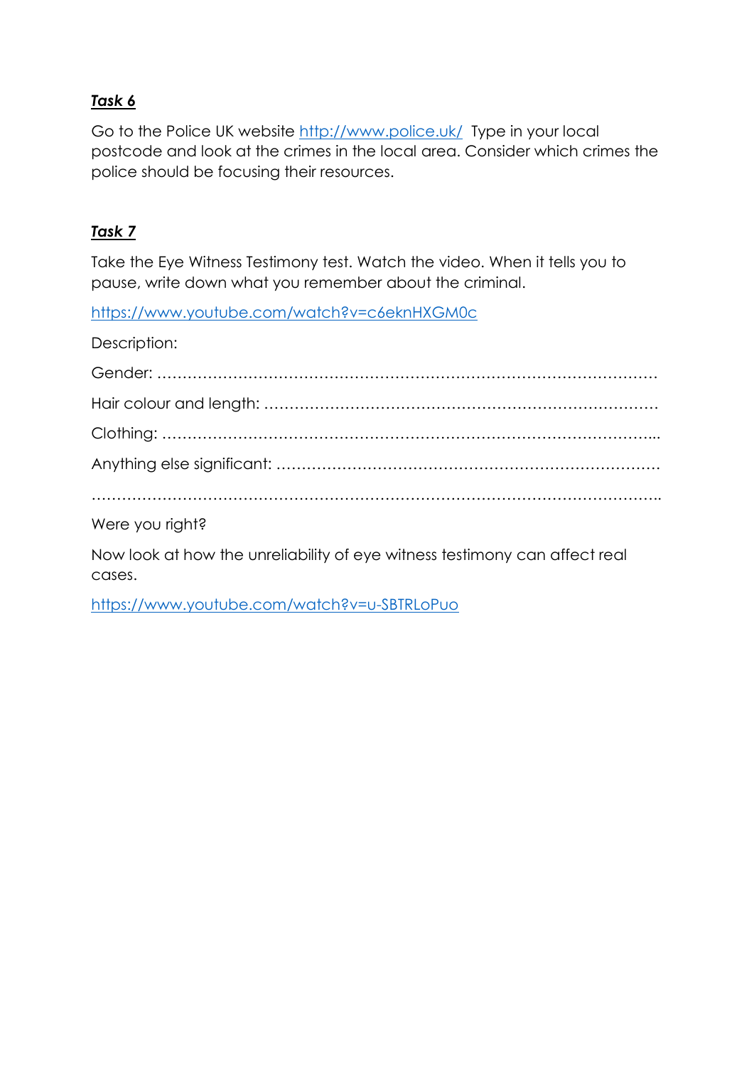***Task 6***

Go to the Police UK website http://www.police.uk/ Type in your local postcode and look at the crimes in the local area. Consider which crimes the police should be focusing their resources.

***Task 7***

Take the Eye Witness Testimony test. Watch the video. When it tells you to pause, write down what you remember about the criminal.

https://www.youtube.com/watch?v=c6eknHXGM0c

Description:

Gender: …………………………………………………………………………………………

Hair colour and length: ……………………………………………………………………

Clothing: ………………………………………………………………………………………...

Anything else significant: …………………………………………………………………

……………………………………………………………………………………………………..

Were you right?

Now look at how the unreliability of eye witness testimony can affect real cases.

https://www.youtube.com/watch?v=u-SBTRLoPuo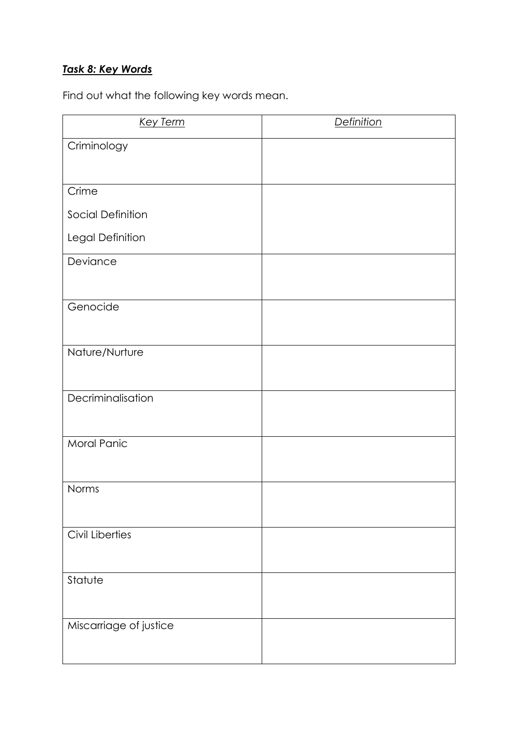***Task 8: Key Words***

Find out what the following key words mean.

| *Key Term* | *Definition* |
| --- | --- |
| Criminology | |
| Crime<br><br>Social Definition<br><br>Legal Definition | |
| Deviance | |
| Genocide | |
| Nature/Nurture | |
| Decriminalisation | |
| Moral Panic | |
| Norms | |
| Civil Liberties | |
| Statute | |
| Miscarriage of justice | |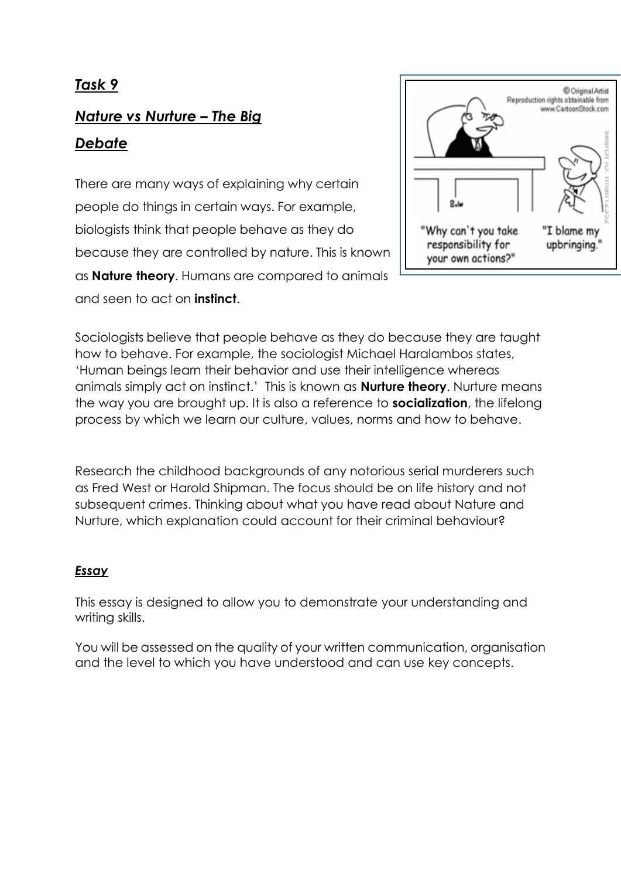## *Task 9*

## *Nature vs Nurture – The Big Debate*

There are many ways of explaining why certain people do things in certain ways. For example, biologists think that people behave as they do because they are controlled by nature. This is known as **Nature theory**. Humans are compared to animals and seen to act on **instinct**.

Sociologists believe that people behave as they do because they are taught how to behave. For example, the sociologist Michael Haralambos states, 'Human beings learn their behavior and use their intelligence whereas animals simply act on instinct.' This is known as **Nurture theory**. Nurture means the way you are brought up. It is also a reference to **socialization**, the lifelong process by which we learn our culture, values, norms and how to behave.

Research the childhood backgrounds of any notorious serial murderers such as Fred West or Harold Shipman. The focus should be on life history and not subsequent crimes. Thinking about what you have read about Nature and Nurture, which explanation could account for their criminal behaviour?

### *Essay*

This essay is designed to allow you to demonstrate your understanding and writing skills.

You will be assessed on the quality of your written communication, organisation and the level to which you have understood and can use key concepts.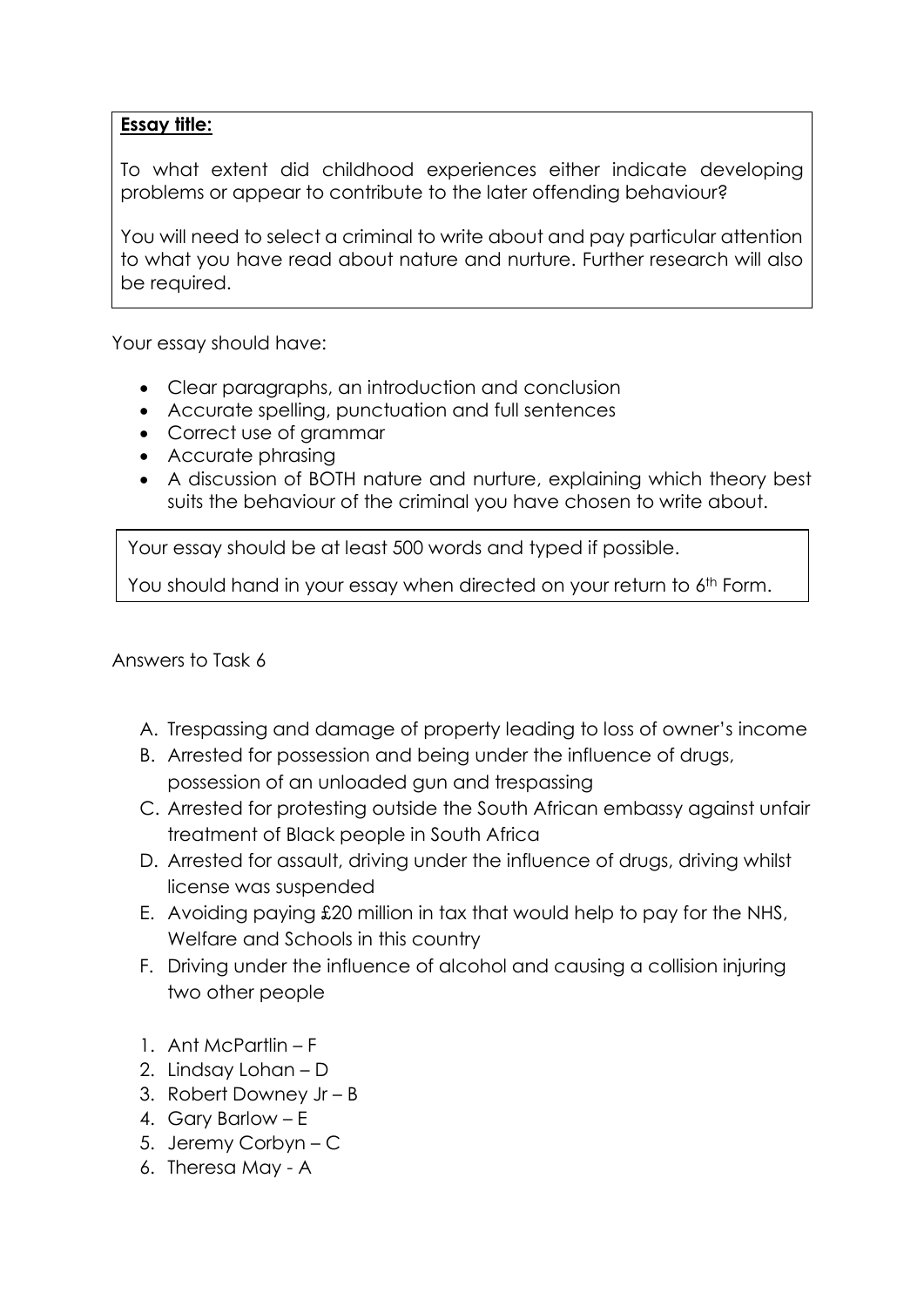**Essay title:**

To what extent did childhood experiences either indicate developing problems or appear to contribute to the later offending behaviour?

You will need to select a criminal to write about and pay particular attention to what you have read about nature and nurture. Further research will also be required.

Your essay should have:

- Clear paragraphs, an introduction and conclusion
- Accurate spelling, punctuation and full sentences
- Correct use of grammar
- Accurate phrasing
- A discussion of BOTH nature and nurture, explaining which theory best suits the behaviour of the criminal you have chosen to write about.

Your essay should be at least 500 words and typed if possible.

You should hand in your essay when directed on your return to 6th Form.

Answers to Task 6

A. Trespassing and damage of property leading to loss of owner's income
B. Arrested for possession and being under the influence of drugs, possession of an unloaded gun and trespassing
C. Arrested for protesting outside the South African embassy against unfair treatment of Black people in South Africa
D. Arrested for assault, driving under the influence of drugs, driving whilst license was suspended
E. Avoiding paying £20 million in tax that would help to pay for the NHS, Welfare and Schools in this country
F. Driving under the influence of alcohol and causing a collision injuring two other people

1. Ant McPartlin – F
2. Lindsay Lohan – D
3. Robert Downey Jr – B
4. Gary Barlow – E
5. Jeremy Corbyn – C
6. Theresa May - A